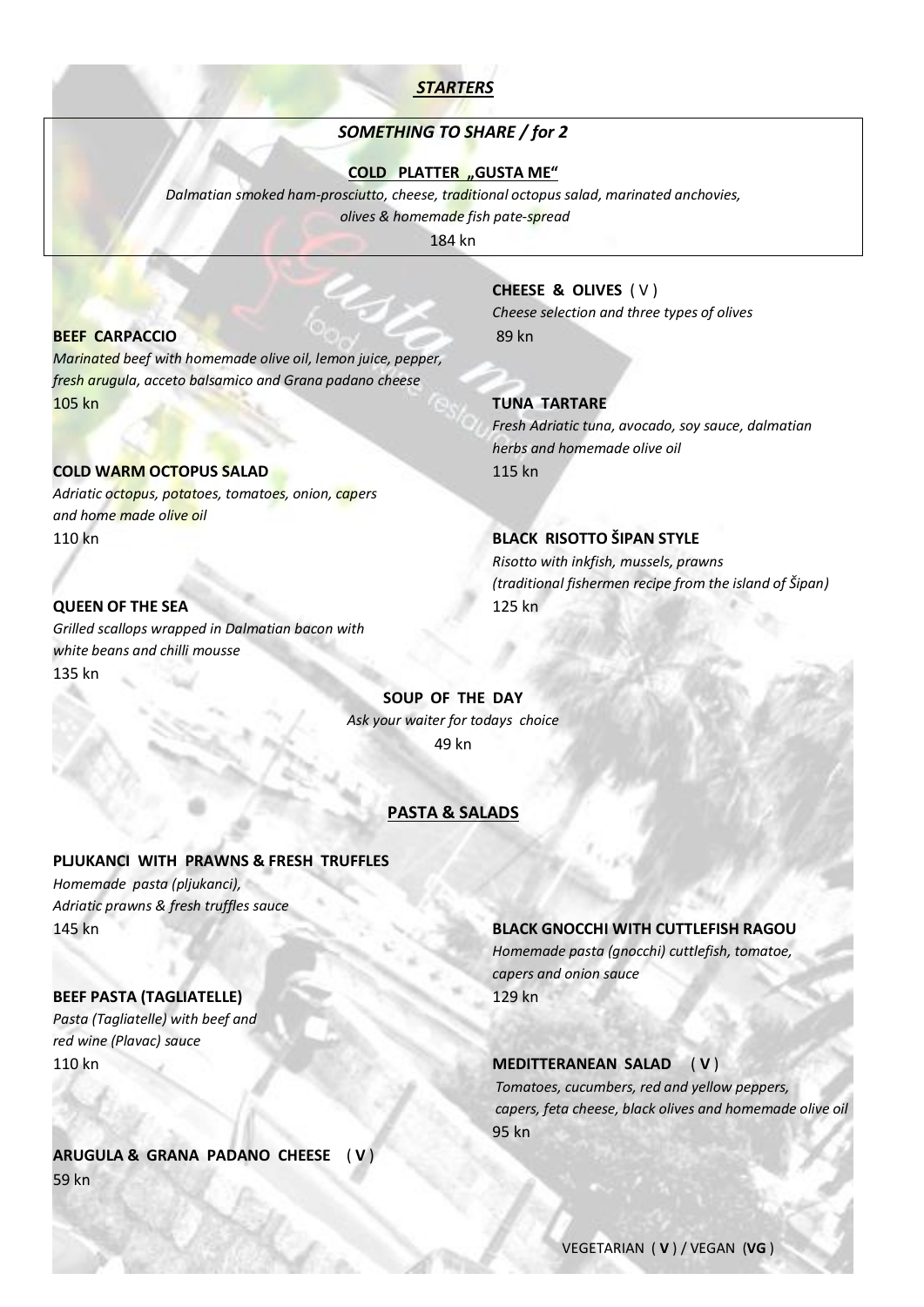## *STARTERS*

### *SOMETHING TO SHARE / for 2*

**COLD PLATTER „GUSTA ME“**

*Dalmatian smoked ham-prosciutto, cheese, traditional octopus salad, marinated anchovies, olives & homemade fish pate-spread*

184 kn

**BEEF CARPACCIO**

*Marinated beef with homemade olive oil, lemon juice, pepper, fresh arugula, acceto balsamico and Grana padano cheese*

105 kn

**COLD WARM OCTOPUS SALAD**

*Adriatic octopus, potatoes, tomatoes, onion, capers and home made olive oil*

110 kn

**QUEEN OF THE SEA**

*Grilled scallops wrapped in Dalmatian bacon with white beans and chilli mousse*

135 kn

**CHEESE & OLIVES** ( V )

*Cheese selection and three types of olives*

89 kn

**TUNA TARTARE**

*Fresh Adriatic tuna, avocado, soy sauce, dalmatian herbs and homemade olive oil*

115 kn

**BLACK RISOTTO ŠIPAN STYLE**

*Risotto with inkfish, mussels, prawns (traditional fishermen recipe from the island of Šipan)*

125 kn

**SOUP OF THE DAY**

*Ask your waiter for todays choice*

49 kn

## PASTA & SALADS

**PLJUKANCI WITH PRAWNS & FRESH TRUFFLES**

*Homemade pasta (pljukanci), Adriatic prawns & fresh truffles sauce*

145 kn

**BEEF PASTA (TAGLIATELLE)**

*Pasta (Tagliatelle) with beef and red wine (Plavac) sauce*

110 kn

**ARUGULA & GRANA PADANO CHEESE** ( **V** )

59 kn

**BLACK GNOCCHI WITH CUTTLEFISH RAGOU**

*Homemade pasta (gnocchi) cuttlefish, tomatoe, capers and onion sauce*

129 kn

**MEDITTERANEAN SALAD** ( **V** )

*Tomatoes, cucumbers, red and yellow peppers, capers, feta cheese, black olives and homemade olive oil*

95 kn

VEGETARIAN ( **V** ) / VEGAN (**VG** )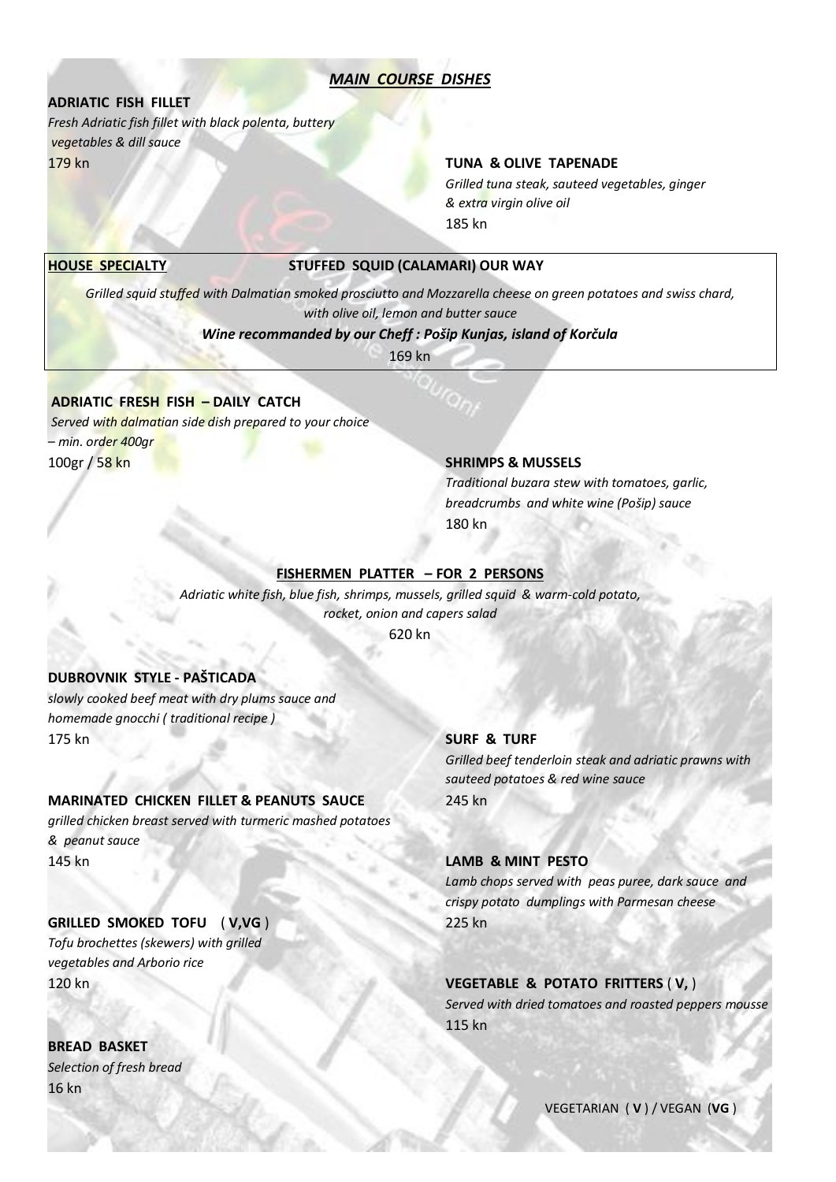## *MAIN COURSE DISHES*

**ADRIATIC FISH FILLET**
*Fresh Adriatic fish fillet with black polenta, buttery vegetables & dill sauce*
179 kn

**TUNA & OLIVE TAPENADE**
*Grilled tuna steak, sauteed vegetables, ginger & extra virgin olive oil*
185 kn

**HOUSE SPECIALTY** — **STUFFED SQUID (CALAMARI) OUR WAY**
*Grilled squid stuffed with Dalmatian smoked prosciutto and Mozzarella cheese on green potatoes and swiss chard, with olive oil, lemon and butter sauce*
***Wine recommanded by our Cheff : Pošip Kunjas, island of Korčula***
169 kn

**ADRIATIC FRESH FISH – DAILY CATCH**
*Served with dalmatian side dish prepared to your choice – min. order 400gr*
100gr / 58 kn

**SHRIMPS & MUSSELS**
*Traditional buzara stew with tomatoes, garlic, breadcrumbs and white wine (Pošip) sauce*
180 kn

**FISHERMEN PLATTER – FOR 2 PERSONS**
*Adriatic white fish, blue fish, shrimps, mussels, grilled squid & warm-cold potato, rocket, onion and capers salad*
620 kn

**DUBROVNIK STYLE - PAŠTICADA**
*slowly cooked beef meat with dry plums sauce and homemade gnocchi ( traditional recipe )*
175 kn

**SURF & TURF**
*Grilled beef tenderloin steak and adriatic prawns with sauteed potatoes & red wine sauce*
245 kn

**MARINATED CHICKEN FILLET & PEANUTS SAUCE**
*grilled chicken breast served with turmeric mashed potatoes & peanut sauce*
145 kn

**LAMB & MINT PESTO**
*Lamb chops served with peas puree, dark sauce and crispy potato dumplings with Parmesan cheese*
225 kn

**GRILLED SMOKED TOFU ( V,VG )**
*Tofu brochettes (skewers) with grilled vegetables and Arborio rice*
120 kn

**VEGETABLE & POTATO FRITTERS ( V, )**
*Served with dried tomatoes and roasted peppers mousse*
115 kn

**BREAD BASKET**
*Selection of fresh bread*
16 kn

VEGETARIAN ( **V** ) / VEGAN (**VG** )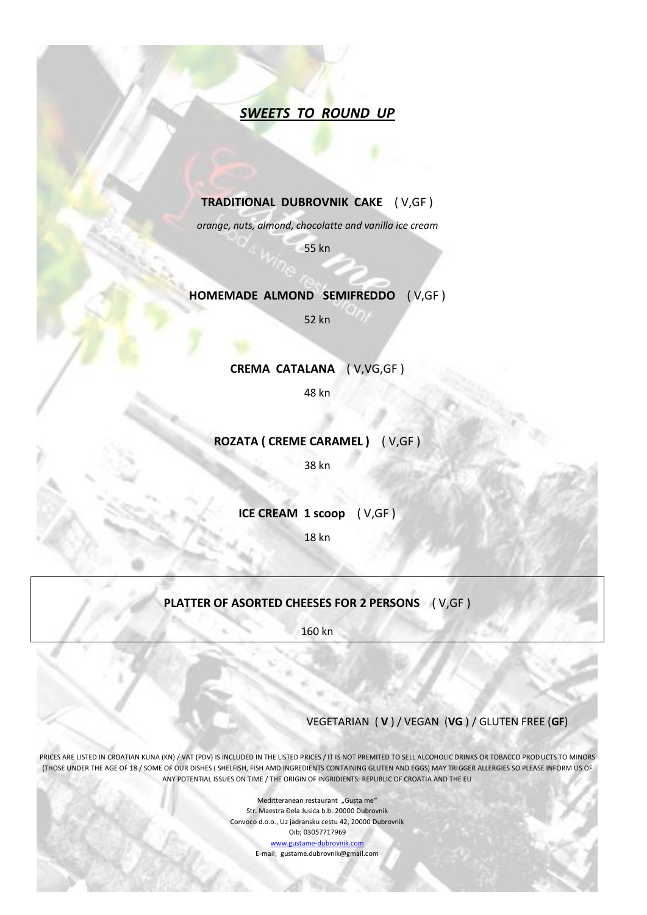## ***SWEETS TO ROUND UP***

**TRADITIONAL DUBROVNIK CAKE** ( V,GF )

*orange, nuts, almond, chocolatte and vanilla ice cream*

55 kn

**HOMEMADE ALMOND SEMIFREDDO** ( V,GF )

52 kn

**CREMA CATALANA** ( V,VG,GF )

48 kn

**ROZATA ( CREME CARAMEL )** ( V,GF )

38 kn

**ICE CREAM 1 scoop** ( V,GF )

18 kn

**PLATTER OF ASSORTED CHEESES FOR 2 PERSONS** ( V,GF )

160 kn

VEGETARIAN ( **V** ) / VEGAN (**VG** ) / GLUTEN FREE (**GF**)

PRICES ARE LISTED IN CROATIAN KUNA (KN) / VAT (PDV) IS INCLUDED IN THE LISTED PRICES / IT IS NOT PREMITED TO SELL ALCOHOLIC DRINKS OR TOBACCO PRODUCTS TO MINORS (THOSE UNDER THE AGE OF 18 / SOME OF OUR DISHES ( SHELFISH, FISH AMD INGREDIENTS CONTAINING GLUTEN AND EGGS) MAY TRIGGER ALLERGIES SO PLEASE INFORM US OF ANY POTENTIAL ISSUES ON TIME / THE ORIGIN OF INGRIDIENTS: REPUBLIC OF CROATIA AND THE EU

Meditteranean restaurant „Gusta me"
Str. Maestra Đela Jusića b.b. 20000 Dubrovnik
Convoco d.o.o., Uz jadransku cestu 42, 20000 Dubrovnik
Oib; 03057717969
www.gustame-dubrovnik.com
E-mail; gustame.dubrovnik@gmail.com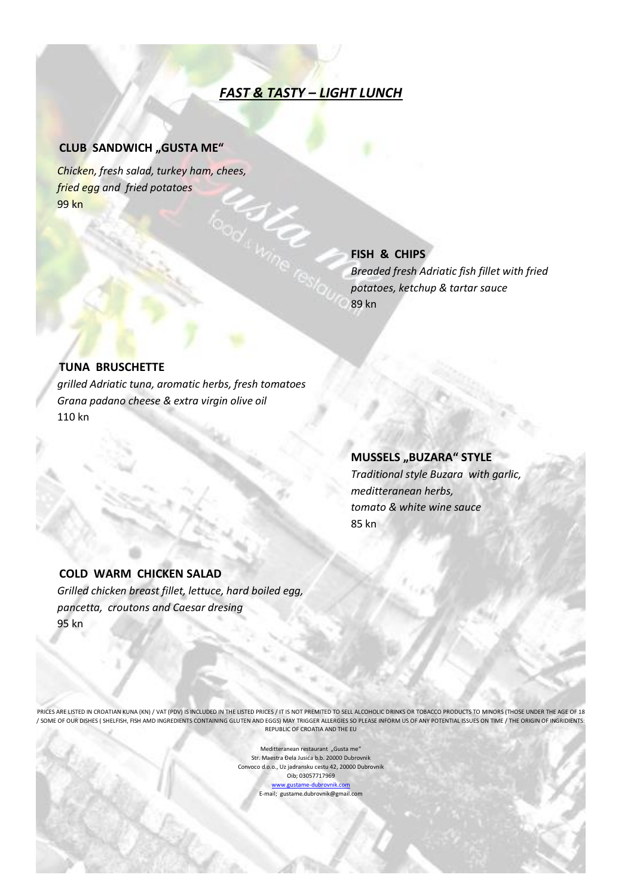## *FAST & TASTY – LIGHT LUNCH*

**CLUB SANDWICH „GUSTA ME"**

*Chicken, fresh salad, turkey ham, chees, fried egg and fried potatoes*

99 kn

**FISH & CHIPS**

*Breaded fresh Adriatic fish fillet with fried potatoes, ketchup & tartar sauce*

89 kn

**TUNA BRUSCHETTE**

*grilled Adriatic tuna, aromatic herbs, fresh tomatoes Grana padano cheese & extra virgin olive oil*

110 kn

**MUSSELS „BUZARA" STYLE**

*Traditional style Buzara with garlic, meditteranean herbs, tomato & white wine sauce*

85 kn

**COLD WARM CHICKEN SALAD**

*Grilled chicken breast fillet, lettuce, hard boiled egg, pancetta, croutons and Caesar dresing*

95 kn

PRICES ARE LISTED IN CROATIAN KUNA (KN) / VAT (PDV) IS INCLUDED IN THE LISTED PRICES / IT IS NOT PREMITED TO SELL ALCOHOLIC DRINKS OR TOBACCO PRODUCTS TO MINORS (THOSE UNDER THE AGE OF 18 / SOME OF OUR DISHES ( SHELFISH, FISH AMD INGREDIENTS CONTAINING GLUTEN AND EGGS) MAY TRIGGER ALLERGIES SO PLEASE INFORM US OF ANY POTENTIAL ISSUES ON TIME / THE ORIGIN OF INGRIDIENTS: REPUBLIC OF CROATIA AND THE EU

Meditteranean restaurant „Gusta me"
Str. Maestra Đela Jusića b.b. 20000 Dubrovnik
Convoco d.o.o., Uz jadransku cestu 42, 20000 Dubrovnik
Oib; 03057717969
www.gustame-dubrovnik.com
E-mail; gustame.dubrovnik@gmail.com